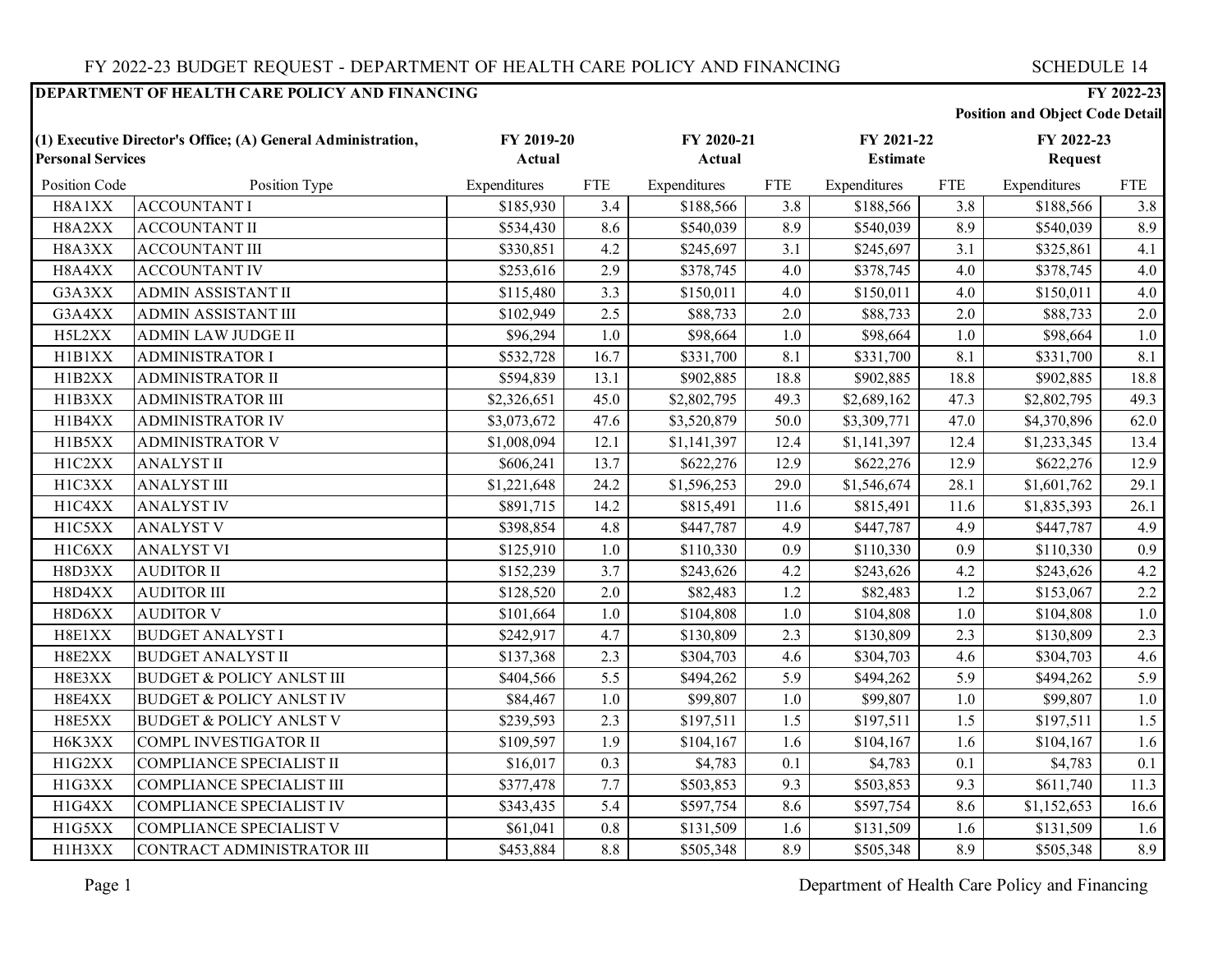FY 2022-23 BUDGET REQUEST - DEPARTMENT OF HEALTH CARE POLICY AND FINANCING — SCHEDULE 14

**DEPARTMENT OF HEALTH CARE POLICY AND FINANCING** — **FY 2022-23 Position and Object Code Detail**

| **(1) Executive Director's Office; (A) General Administration, Personal Services** | | **FY 2019-20 Actual** | | **FY 2020-21 Actual** | | **FY 2021-22 Estimate** | | **FY 2022-23 Request** | |
|---|---|---|---|---|---|---|---|---|---|
| Position Code | Position Type | Expenditures | FTE | Expenditures | FTE | Expenditures | FTE | Expenditures | FTE |
| H8A1XX | ACCOUNTANT I | $185,930 | 3.4 | $188,566 | 3.8 | $188,566 | 3.8 | $188,566 | 3.8 |
| H8A2XX | ACCOUNTANT II | $534,430 | 8.6 | $540,039 | 8.9 | $540,039 | 8.9 | $540,039 | 8.9 |
| H8A3XX | ACCOUNTANT III | $330,851 | 4.2 | $245,697 | 3.1 | $245,697 | 3.1 | $325,861 | 4.1 |
| H8A4XX | ACCOUNTANT IV | $253,616 | 2.9 | $378,745 | 4.0 | $378,745 | 4.0 | $378,745 | 4.0 |
| G3A3XX | ADMIN ASSISTANT II | $115,480 | 3.3 | $150,011 | 4.0 | $150,011 | 4.0 | $150,011 | 4.0 |
| G3A4XX | ADMIN ASSISTANT III | $102,949 | 2.5 | $88,733 | 2.0 | $88,733 | 2.0 | $88,733 | 2.0 |
| H5L2XX | ADMIN LAW JUDGE II | $96,294 | 1.0 | $98,664 | 1.0 | $98,664 | 1.0 | $98,664 | 1.0 |
| H1B1XX | ADMINISTRATOR I | $532,728 | 16.7 | $331,700 | 8.1 | $331,700 | 8.1 | $331,700 | 8.1 |
| H1B2XX | ADMINISTRATOR II | $594,839 | 13.1 | $902,885 | 18.8 | $902,885 | 18.8 | $902,885 | 18.8 |
| H1B3XX | ADMINISTRATOR III | $2,326,651 | 45.0 | $2,802,795 | 49.3 | $2,689,162 | 47.3 | $2,802,795 | 49.3 |
| H1B4XX | ADMINISTRATOR IV | $3,073,672 | 47.6 | $3,520,879 | 50.0 | $3,309,771 | 47.0 | $4,370,896 | 62.0 |
| H1B5XX | ADMINISTRATOR V | $1,008,094 | 12.1 | $1,141,397 | 12.4 | $1,141,397 | 12.4 | $1,233,345 | 13.4 |
| H1C2XX | ANALYST II | $606,241 | 13.7 | $622,276 | 12.9 | $622,276 | 12.9 | $622,276 | 12.9 |
| H1C3XX | ANALYST III | $1,221,648 | 24.2 | $1,596,253 | 29.0 | $1,546,674 | 28.1 | $1,601,762 | 29.1 |
| H1C4XX | ANALYST IV | $891,715 | 14.2 | $815,491 | 11.6 | $815,491 | 11.6 | $1,835,393 | 26.1 |
| H1C5XX | ANALYST V | $398,854 | 4.8 | $447,787 | 4.9 | $447,787 | 4.9 | $447,787 | 4.9 |
| H1C6XX | ANALYST VI | $125,910 | 1.0 | $110,330 | 0.9 | $110,330 | 0.9 | $110,330 | 0.9 |
| H8D3XX | AUDITOR II | $152,239 | 3.7 | $243,626 | 4.2 | $243,626 | 4.2 | $243,626 | 4.2 |
| H8D4XX | AUDITOR III | $128,520 | 2.0 | $82,483 | 1.2 | $82,483 | 1.2 | $153,067 | 2.2 |
| H8D6XX | AUDITOR V | $101,664 | 1.0 | $104,808 | 1.0 | $104,808 | 1.0 | $104,808 | 1.0 |
| H8E1XX | BUDGET ANALYST I | $242,917 | 4.7 | $130,809 | 2.3 | $130,809 | 2.3 | $130,809 | 2.3 |
| H8E2XX | BUDGET ANALYST II | $137,368 | 2.3 | $304,703 | 4.6 | $304,703 | 4.6 | $304,703 | 4.6 |
| H8E3XX | BUDGET & POLICY ANLST III | $404,566 | 5.5 | $494,262 | 5.9 | $494,262 | 5.9 | $494,262 | 5.9 |
| H8E4XX | BUDGET & POLICY ANLST IV | $84,467 | 1.0 | $99,807 | 1.0 | $99,807 | 1.0 | $99,807 | 1.0 |
| H8E5XX | BUDGET & POLICY ANLST V | $239,593 | 2.3 | $197,511 | 1.5 | $197,511 | 1.5 | $197,511 | 1.5 |
| H6K3XX | COMPL INVESTIGATOR II | $109,597 | 1.9 | $104,167 | 1.6 | $104,167 | 1.6 | $104,167 | 1.6 |
| H1G2XX | COMPLIANCE SPECIALIST II | $16,017 | 0.3 | $4,783 | 0.1 | $4,783 | 0.1 | $4,783 | 0.1 |
| H1G3XX | COMPLIANCE SPECIALIST III | $377,478 | 7.7 | $503,853 | 9.3 | $503,853 | 9.3 | $611,740 | 11.3 |
| H1G4XX | COMPLIANCE SPECIALIST IV | $343,435 | 5.4 | $597,754 | 8.6 | $597,754 | 8.6 | $1,152,653 | 16.6 |
| H1G5XX | COMPLIANCE SPECIALIST V | $61,041 | 0.8 | $131,509 | 1.6 | $131,509 | 1.6 | $131,509 | 1.6 |
| H1H3XX | CONTRACT ADMINISTRATOR III | $453,884 | 8.8 | $505,348 | 8.9 | $505,348 | 8.9 | $505,348 | 8.9 |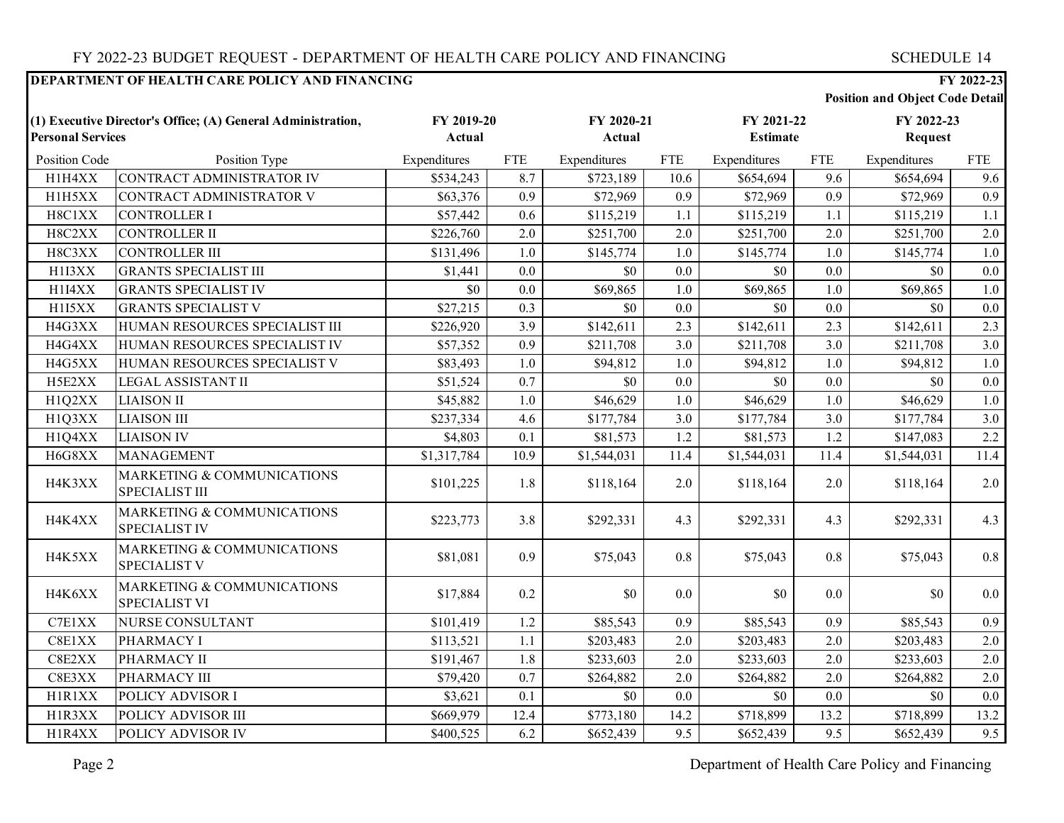## DEPARTMENT OF HEALTH CARE POLICY AND FINANCING

**FY 2022-23**
**Position and Object Code Detail**

| **(1) Executive Director's Office; (A) General Administration, Personal Services** | | **FY 2019-20 Actual** | | **FY 2020-21 Actual** | | **FY 2021-22 Estimate** | | **FY 2022-23 Request** | |
|---|---|---|---|---|---|---|---|---|---|
| Position Code | Position Type | Expenditures | FTE | Expenditures | FTE | Expenditures | FTE | Expenditures | FTE |
| H1H4XX | CONTRACT ADMINISTRATOR IV | $534,243 | 8.7 | $723,189 | 10.6 | $654,694 | 9.6 | $654,694 | 9.6 |
| H1H5XX | CONTRACT ADMINISTRATOR V | $63,376 | 0.9 | $72,969 | 0.9 | $72,969 | 0.9 | $72,969 | 0.9 |
| H8C1XX | CONTROLLER I | $57,442 | 0.6 | $115,219 | 1.1 | $115,219 | 1.1 | $115,219 | 1.1 |
| H8C2XX | CONTROLLER II | $226,760 | 2.0 | $251,700 | 2.0 | $251,700 | 2.0 | $251,700 | 2.0 |
| H8C3XX | CONTROLLER III | $131,496 | 1.0 | $145,774 | 1.0 | $145,774 | 1.0 | $145,774 | 1.0 |
| H1I3XX | GRANTS SPECIALIST III | $1,441 | 0.0 | $0 | 0.0 | $0 | 0.0 | $0 | 0.0 |
| H1I4XX | GRANTS SPECIALIST IV | $0 | 0.0 | $69,865 | 1.0 | $69,865 | 1.0 | $69,865 | 1.0 |
| H1I5XX | GRANTS SPECIALIST V | $27,215 | 0.3 | $0 | 0.0 | $0 | 0.0 | $0 | 0.0 |
| H4G3XX | HUMAN RESOURCES SPECIALIST III | $226,920 | 3.9 | $142,611 | 2.3 | $142,611 | 2.3 | $142,611 | 2.3 |
| H4G4XX | HUMAN RESOURCES SPECIALIST IV | $57,352 | 0.9 | $211,708 | 3.0 | $211,708 | 3.0 | $211,708 | 3.0 |
| H4G5XX | HUMAN RESOURCES SPECIALIST V | $83,493 | 1.0 | $94,812 | 1.0 | $94,812 | 1.0 | $94,812 | 1.0 |
| H5E2XX | LEGAL ASSISTANT II | $51,524 | 0.7 | $0 | 0.0 | $0 | 0.0 | $0 | 0.0 |
| H1Q2XX | LIAISON II | $45,882 | 1.0 | $46,629 | 1.0 | $46,629 | 1.0 | $46,629 | 1.0 |
| H1Q3XX | LIAISON III | $237,334 | 4.6 | $177,784 | 3.0 | $177,784 | 3.0 | $177,784 | 3.0 |
| H1Q4XX | LIAISON IV | $4,803 | 0.1 | $81,573 | 1.2 | $81,573 | 1.2 | $147,083 | 2.2 |
| H6G8XX | MANAGEMENT | $1,317,784 | 10.9 | $1,544,031 | 11.4 | $1,544,031 | 11.4 | $1,544,031 | 11.4 |
| H4K3XX | MARKETING & COMMUNICATIONS SPECIALIST III | $101,225 | 1.8 | $118,164 | 2.0 | $118,164 | 2.0 | $118,164 | 2.0 |
| H4K4XX | MARKETING & COMMUNICATIONS SPECIALIST IV | $223,773 | 3.8 | $292,331 | 4.3 | $292,331 | 4.3 | $292,331 | 4.3 |
| H4K5XX | MARKETING & COMMUNICATIONS SPECIALIST V | $81,081 | 0.9 | $75,043 | 0.8 | $75,043 | 0.8 | $75,043 | 0.8 |
| H4K6XX | MARKETING & COMMUNICATIONS SPECIALIST VI | $17,884 | 0.2 | $0 | 0.0 | $0 | 0.0 | $0 | 0.0 |
| C7E1XX | NURSE CONSULTANT | $101,419 | 1.2 | $85,543 | 0.9 | $85,543 | 0.9 | $85,543 | 0.9 |
| C8E1XX | PHARMACY I | $113,521 | 1.1 | $203,483 | 2.0 | $203,483 | 2.0 | $203,483 | 2.0 |
| C8E2XX | PHARMACY II | $191,467 | 1.8 | $233,603 | 2.0 | $233,603 | 2.0 | $233,603 | 2.0 |
| C8E3XX | PHARMACY III | $79,420 | 0.7 | $264,882 | 2.0 | $264,882 | 2.0 | $264,882 | 2.0 |
| H1R1XX | POLICY ADVISOR I | $3,621 | 0.1 | $0 | 0.0 | $0 | 0.0 | $0 | 0.0 |
| H1R3XX | POLICY ADVISOR III | $669,979 | 12.4 | $773,180 | 14.2 | $718,899 | 13.2 | $718,899 | 13.2 |
| H1R4XX | POLICY ADVISOR IV | $400,525 | 6.2 | $652,439 | 9.5 | $652,439 | 9.5 | $652,439 | 9.5 |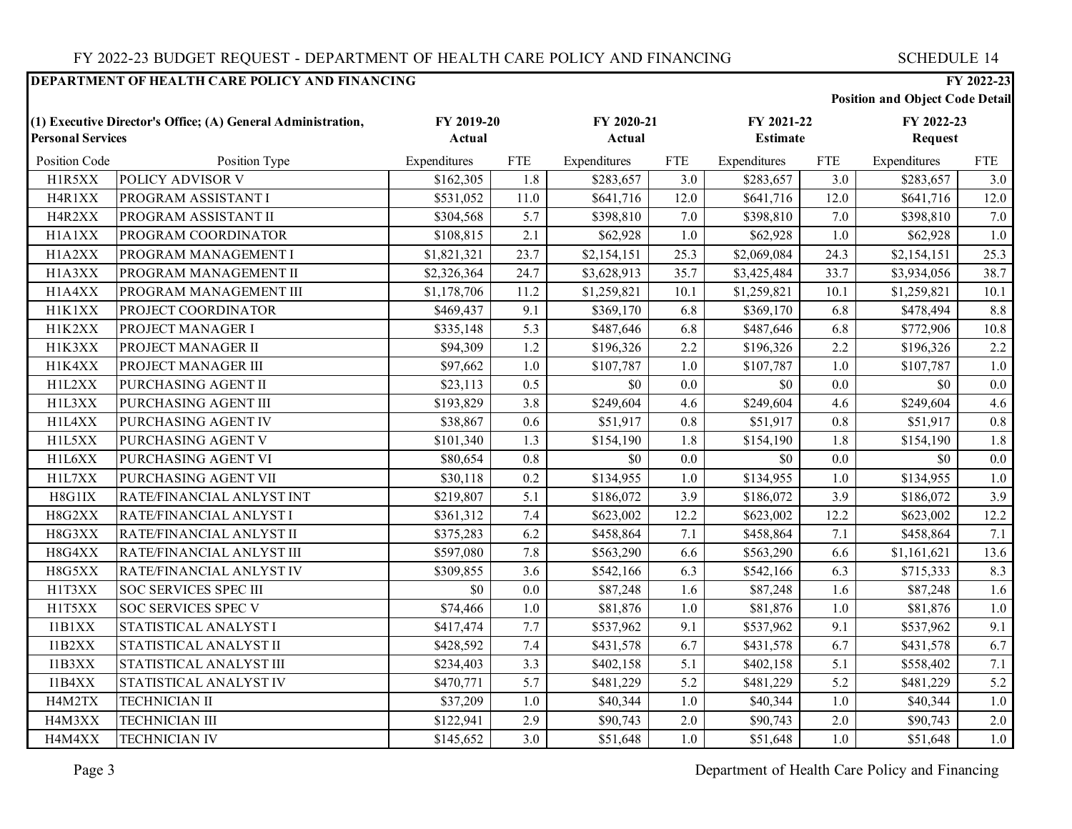FY 2022-23 BUDGET REQUEST - DEPARTMENT OF HEALTH CARE POLICY AND FINANCING

SCHEDULE 14

**DEPARTMENT OF HEALTH CARE POLICY AND FINANCING** — **FY 2022-23 Position and Object Code Detail**

| **(1) Executive Director's Office; (A) General Administration, Personal Services** | | **FY 2019-20 Actual** | | **FY 2020-21 Actual** | | **FY 2021-22 Estimate** | | **FY 2022-23 Request** | |
|---|---|---|---|---|---|---|---|---|---|
| Position Code | Position Type | Expenditures | FTE | Expenditures | FTE | Expenditures | FTE | Expenditures | FTE |
| H1R5XX | POLICY ADVISOR V | $162,305 | 1.8 | $283,657 | 3.0 | $283,657 | 3.0 | $283,657 | 3.0 |
| H4R1XX | PROGRAM ASSISTANT I | $531,052 | 11.0 | $641,716 | 12.0 | $641,716 | 12.0 | $641,716 | 12.0 |
| H4R2XX | PROGRAM ASSISTANT II | $304,568 | 5.7 | $398,810 | 7.0 | $398,810 | 7.0 | $398,810 | 7.0 |
| H1A1XX | PROGRAM COORDINATOR | $108,815 | 2.1 | $62,928 | 1.0 | $62,928 | 1.0 | $62,928 | 1.0 |
| H1A2XX | PROGRAM MANAGEMENT I | $1,821,321 | 23.7 | $2,154,151 | 25.3 | $2,069,084 | 24.3 | $2,154,151 | 25.3 |
| H1A3XX | PROGRAM MANAGEMENT II | $2,326,364 | 24.7 | $3,628,913 | 35.7 | $3,425,484 | 33.7 | $3,934,056 | 38.7 |
| H1A4XX | PROGRAM MANAGEMENT III | $1,178,706 | 11.2 | $1,259,821 | 10.1 | $1,259,821 | 10.1 | $1,259,821 | 10.1 |
| H1K1XX | PROJECT COORDINATOR | $469,437 | 9.1 | $369,170 | 6.8 | $369,170 | 6.8 | $478,494 | 8.8 |
| H1K2XX | PROJECT MANAGER I | $335,148 | 5.3 | $487,646 | 6.8 | $487,646 | 6.8 | $772,906 | 10.8 |
| H1K3XX | PROJECT MANAGER II | $94,309 | 1.2 | $196,326 | 2.2 | $196,326 | 2.2 | $196,326 | 2.2 |
| H1K4XX | PROJECT MANAGER III | $97,662 | 1.0 | $107,787 | 1.0 | $107,787 | 1.0 | $107,787 | 1.0 |
| H1L2XX | PURCHASING AGENT II | $23,113 | 0.5 | $0 | 0.0 | $0 | 0.0 | $0 | 0.0 |
| H1L3XX | PURCHASING AGENT III | $193,829 | 3.8 | $249,604 | 4.6 | $249,604 | 4.6 | $249,604 | 4.6 |
| H1L4XX | PURCHASING AGENT IV | $38,867 | 0.6 | $51,917 | 0.8 | $51,917 | 0.8 | $51,917 | 0.8 |
| H1L5XX | PURCHASING AGENT V | $101,340 | 1.3 | $154,190 | 1.8 | $154,190 | 1.8 | $154,190 | 1.8 |
| H1L6XX | PURCHASING AGENT VI | $80,654 | 0.8 | $0 | 0.0 | $0 | 0.0 | $0 | 0.0 |
| H1L7XX | PURCHASING AGENT VII | $30,118 | 0.2 | $134,955 | 1.0 | $134,955 | 1.0 | $134,955 | 1.0 |
| H8G1IX | RATE/FINANCIAL ANLYST INT | $219,807 | 5.1 | $186,072 | 3.9 | $186,072 | 3.9 | $186,072 | 3.9 |
| H8G2XX | RATE/FINANCIAL ANLYST I | $361,312 | 7.4 | $623,002 | 12.2 | $623,002 | 12.2 | $623,002 | 12.2 |
| H8G3XX | RATE/FINANCIAL ANLYST II | $375,283 | 6.2 | $458,864 | 7.1 | $458,864 | 7.1 | $458,864 | 7.1 |
| H8G4XX | RATE/FINANCIAL ANLYST III | $597,080 | 7.8 | $563,290 | 6.6 | $563,290 | 6.6 | $1,161,621 | 13.6 |
| H8G5XX | RATE/FINANCIAL ANLYST IV | $309,855 | 3.6 | $542,166 | 6.3 | $542,166 | 6.3 | $715,333 | 8.3 |
| H1T3XX | SOC SERVICES SPEC III | $0 | 0.0 | $87,248 | 1.6 | $87,248 | 1.6 | $87,248 | 1.6 |
| H1T5XX | SOC SERVICES SPEC V | $74,466 | 1.0 | $81,876 | 1.0 | $81,876 | 1.0 | $81,876 | 1.0 |
| I1B1XX | STATISTICAL ANALYST I | $417,474 | 7.7 | $537,962 | 9.1 | $537,962 | 9.1 | $537,962 | 9.1 |
| I1B2XX | STATISTICAL ANALYST II | $428,592 | 7.4 | $431,578 | 6.7 | $431,578 | 6.7 | $431,578 | 6.7 |
| I1B3XX | STATISTICAL ANALYST III | $234,403 | 3.3 | $402,158 | 5.1 | $402,158 | 5.1 | $558,402 | 7.1 |
| I1B4XX | STATISTICAL ANALYST IV | $470,771 | 5.7 | $481,229 | 5.2 | $481,229 | 5.2 | $481,229 | 5.2 |
| H4M2TX | TECHNICIAN II | $37,209 | 1.0 | $40,344 | 1.0 | $40,344 | 1.0 | $40,344 | 1.0 |
| H4M3XX | TECHNICIAN III | $122,941 | 2.9 | $90,743 | 2.0 | $90,743 | 2.0 | $90,743 | 2.0 |
| H4M4XX | TECHNICIAN IV | $145,652 | 3.0 | $51,648 | 1.0 | $51,648 | 1.0 | $51,648 | 1.0 |

Department of Health Care Policy and Financing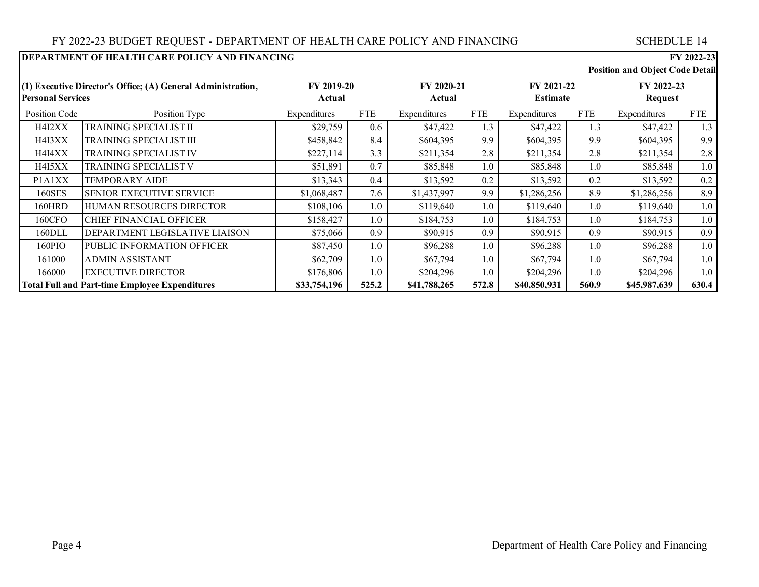FY 2022-23 BUDGET REQUEST - DEPARTMENT OF HEALTH CARE POLICY AND FINANCING SCHEDULE 14

| **DEPARTMENT OF HEALTH CARE POLICY AND FINANCING** | | | | | | | | | **FY 2022-23** |
|---|---|---|---|---|---|---|---|---|---|
| | | | | | | | | **Position and Object Code Detail** | |
| **(1) Executive Director's Office; (A) General Administration, Personal Services** | | **FY 2019-20 Actual** | | **FY 2020-21 Actual** | | **FY 2021-22 Estimate** | | **FY 2022-23 Request** | |
| Position Code | Position Type | Expenditures | FTE | Expenditures | FTE | Expenditures | FTE | Expenditures | FTE |
| H4I2XX | TRAINING SPECIALIST II | $29,759 | 0.6 | $47,422 | 1.3 | $47,422 | 1.3 | $47,422 | 1.3 |
| H4I3XX | TRAINING SPECIALIST III | $458,842 | 8.4 | $604,395 | 9.9 | $604,395 | 9.9 | $604,395 | 9.9 |
| H4I4XX | TRAINING SPECIALIST IV | $227,114 | 3.3 | $211,354 | 2.8 | $211,354 | 2.8 | $211,354 | 2.8 |
| H4I5XX | TRAINING SPECIALIST V | $51,891 | 0.7 | $85,848 | 1.0 | $85,848 | 1.0 | $85,848 | 1.0 |
| P1A1XX | TEMPORARY AIDE | $13,343 | 0.4 | $13,592 | 0.2 | $13,592 | 0.2 | $13,592 | 0.2 |
| 160SES | SENIOR EXECUTIVE SERVICE | $1,068,487 | 7.6 | $1,437,997 | 9.9 | $1,286,256 | 8.9 | $1,286,256 | 8.9 |
| 160HRD | HUMAN RESOURCES DIRECTOR | $108,106 | 1.0 | $119,640 | 1.0 | $119,640 | 1.0 | $119,640 | 1.0 |
| 160CFO | CHIEF FINANCIAL OFFICER | $158,427 | 1.0 | $184,753 | 1.0 | $184,753 | 1.0 | $184,753 | 1.0 |
| 160DLL | DEPARTMENT LEGISLATIVE LIAISON | $75,066 | 0.9 | $90,915 | 0.9 | $90,915 | 0.9 | $90,915 | 0.9 |
| 160PIO | PUBLIC INFORMATION OFFICER | $87,450 | 1.0 | $96,288 | 1.0 | $96,288 | 1.0 | $96,288 | 1.0 |
| 161000 | ADMIN ASSISTANT | $62,709 | 1.0 | $67,794 | 1.0 | $67,794 | 1.0 | $67,794 | 1.0 |
| 166000 | EXECUTIVE DIRECTOR | $176,806 | 1.0 | $204,296 | 1.0 | $204,296 | 1.0 | $204,296 | 1.0 |
| **Total Full and Part-time Employee Expenditures** | | **$33,754,196** | **525.2** | **$41,788,265** | **572.8** | **$40,850,931** | **560.9** | **$45,987,639** | **630.4** |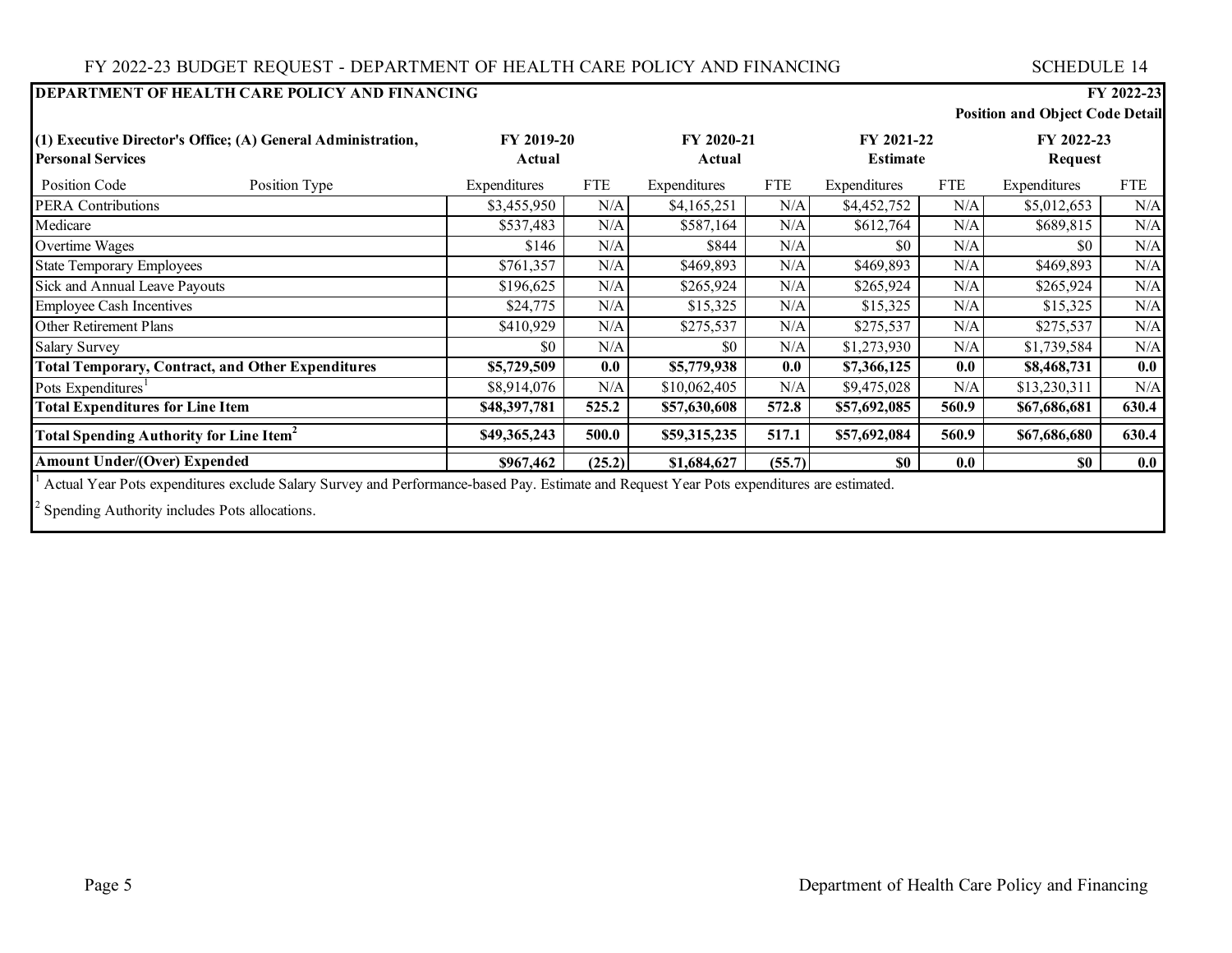**DEPARTMENT OF HEALTH CARE POLICY AND FINANCING** — **FY 2022-23**

**Position and Object Code Detail**

| (1) Executive Director's Office; (A) General Administration, Personal Services | | FY 2019-20 Actual | | FY 2020-21 Actual | | FY 2021-22 Estimate | | FY 2022-23 Request | |
|---|---|---|---|---|---|---|---|---|---|
| Position Code | Position Type | Expenditures | FTE | Expenditures | FTE | Expenditures | FTE | Expenditures | FTE |
| PERA Contributions | | $3,455,950 | N/A | $4,165,251 | N/A | $4,452,752 | N/A | $5,012,653 | N/A |
| Medicare | | $537,483 | N/A | $587,164 | N/A | $612,764 | N/A | $689,815 | N/A |
| Overtime Wages | | $146 | N/A | $844 | N/A | $0 | N/A | $0 | N/A |
| State Temporary Employees | | $761,357 | N/A | $469,893 | N/A | $469,893 | N/A | $469,893 | N/A |
| Sick and Annual Leave Payouts | | $196,625 | N/A | $265,924 | N/A | $265,924 | N/A | $265,924 | N/A |
| Employee Cash Incentives | | $24,775 | N/A | $15,325 | N/A | $15,325 | N/A | $15,325 | N/A |
| Other Retirement Plans | | $410,929 | N/A | $275,537 | N/A | $275,537 | N/A | $275,537 | N/A |
| Salary Survey | | $0 | N/A | $0 | N/A | $1,273,930 | N/A | $1,739,584 | N/A |
| **Total Temporary, Contract, and Other Expenditures** | | **$5,729,509** | **0.0** | **$5,779,938** | **0.0** | **$7,366,125** | **0.0** | **$8,468,731** | **0.0** |
| Pots Expenditures[1] | | $8,914,076 | N/A | $10,062,405 | N/A | $9,475,028 | N/A | $13,230,311 | N/A |
| **Total Expenditures for Line Item** | | **$48,397,781** | **525.2** | **$57,630,608** | **572.8** | **$57,692,085** | **560.9** | **$67,686,681** | **630.4** |
| **Total Spending Authority for Line Item[2]** | | **$49,365,243** | **500.0** | **$59,315,235** | **517.1** | **$57,692,084** | **560.9** | **$67,686,680** | **630.4** |
| **Amount Under/(Over) Expended** | | **$967,462** | **(25.2)** | **$1,684,627** | **(55.7)** | **$0** | **0.0** | **$0** | **0.0** |

[1] Actual Year Pots expenditures exclude Salary Survey and Performance-based Pay. Estimate and Request Year Pots expenditures are estimated.

[2] Spending Authority includes Pots allocations.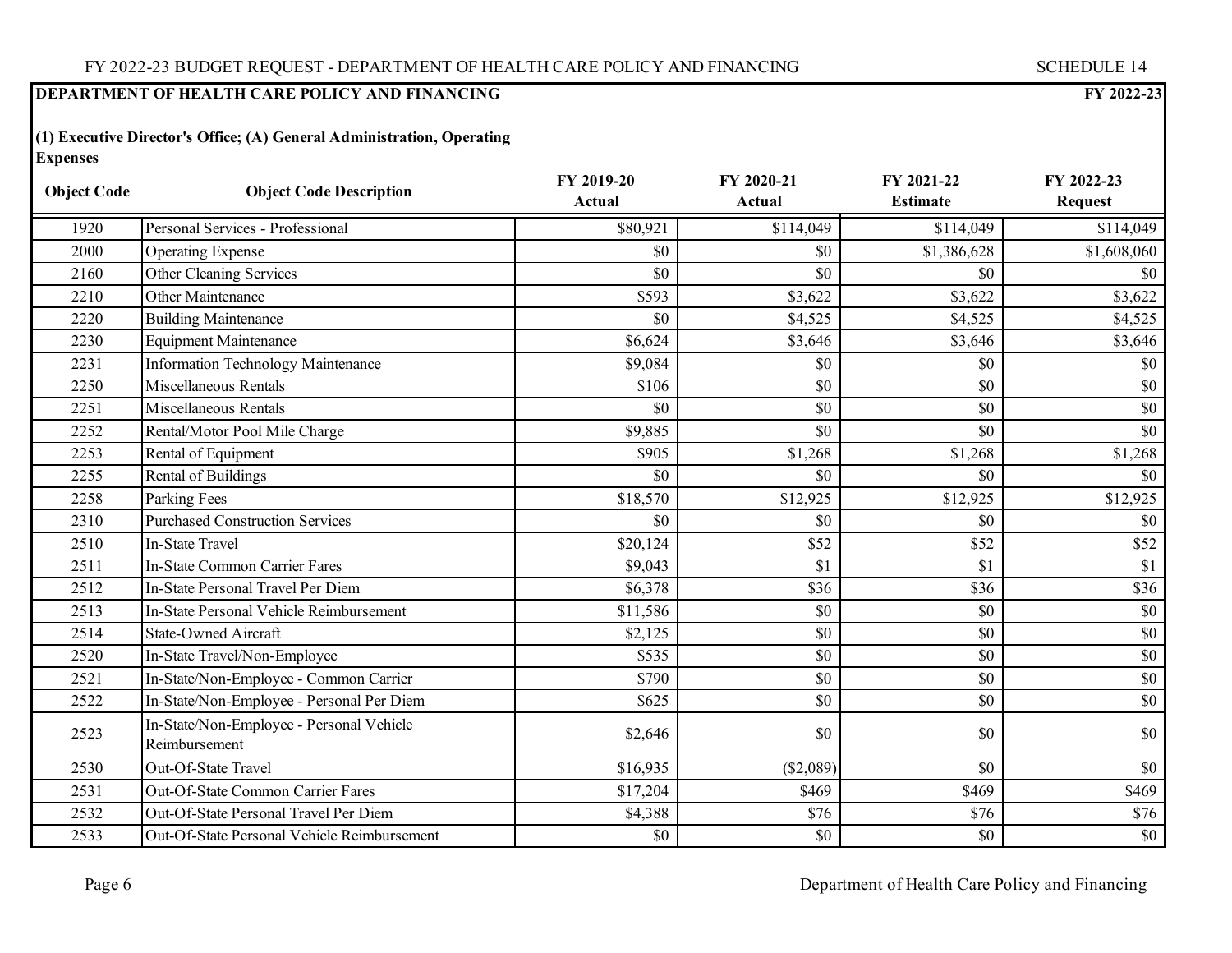**DEPARTMENT OF HEALTH CARE POLICY AND FINANCING** **FY 2022-23**

**(1) Executive Director's Office; (A) General Administration, Operating Expenses**

| Object Code | Object Code Description | FY 2019-20 Actual | FY 2020-21 Actual | FY 2021-22 Estimate | FY 2022-23 Request |
|---|---|---|---|---|---|
| 1920 | Personal Services - Professional | $80,921 | $114,049 | $114,049 | $114,049 |
| 2000 | Operating Expense | $0 | $0 | $1,386,628 | $1,608,060 |
| 2160 | Other Cleaning Services | $0 | $0 | $0 | $0 |
| 2210 | Other Maintenance | $593 | $3,622 | $3,622 | $3,622 |
| 2220 | Building Maintenance | $0 | $4,525 | $4,525 | $4,525 |
| 2230 | Equipment Maintenance | $6,624 | $3,646 | $3,646 | $3,646 |
| 2231 | Information Technology Maintenance | $9,084 | $0 | $0 | $0 |
| 2250 | Miscellaneous Rentals | $106 | $0 | $0 | $0 |
| 2251 | Miscellaneous Rentals | $0 | $0 | $0 | $0 |
| 2252 | Rental/Motor Pool Mile Charge | $9,885 | $0 | $0 | $0 |
| 2253 | Rental of Equipment | $905 | $1,268 | $1,268 | $1,268 |
| 2255 | Rental of Buildings | $0 | $0 | $0 | $0 |
| 2258 | Parking Fees | $18,570 | $12,925 | $12,925 | $12,925 |
| 2310 | Purchased Construction Services | $0 | $0 | $0 | $0 |
| 2510 | In-State Travel | $20,124 | $52 | $52 | $52 |
| 2511 | In-State Common Carrier Fares | $9,043 | $1 | $1 | $1 |
| 2512 | In-State Personal Travel Per Diem | $6,378 | $36 | $36 | $36 |
| 2513 | In-State Personal Vehicle Reimbursement | $11,586 | $0 | $0 | $0 |
| 2514 | State-Owned Aircraft | $2,125 | $0 | $0 | $0 |
| 2520 | In-State Travel/Non-Employee | $535 | $0 | $0 | $0 |
| 2521 | In-State/Non-Employee - Common Carrier | $790 | $0 | $0 | $0 |
| 2522 | In-State/Non-Employee - Personal Per Diem | $625 | $0 | $0 | $0 |
| 2523 | In-State/Non-Employee - Personal Vehicle Reimbursement | $2,646 | $0 | $0 | $0 |
| 2530 | Out-Of-State Travel | $16,935 | ($2,089) | $0 | $0 |
| 2531 | Out-Of-State Common Carrier Fares | $17,204 | $469 | $469 | $469 |
| 2532 | Out-Of-State Personal Travel Per Diem | $4,388 | $76 | $76 | $76 |
| 2533 | Out-Of-State Personal Vehicle Reimbursement | $0 | $0 | $0 | $0 |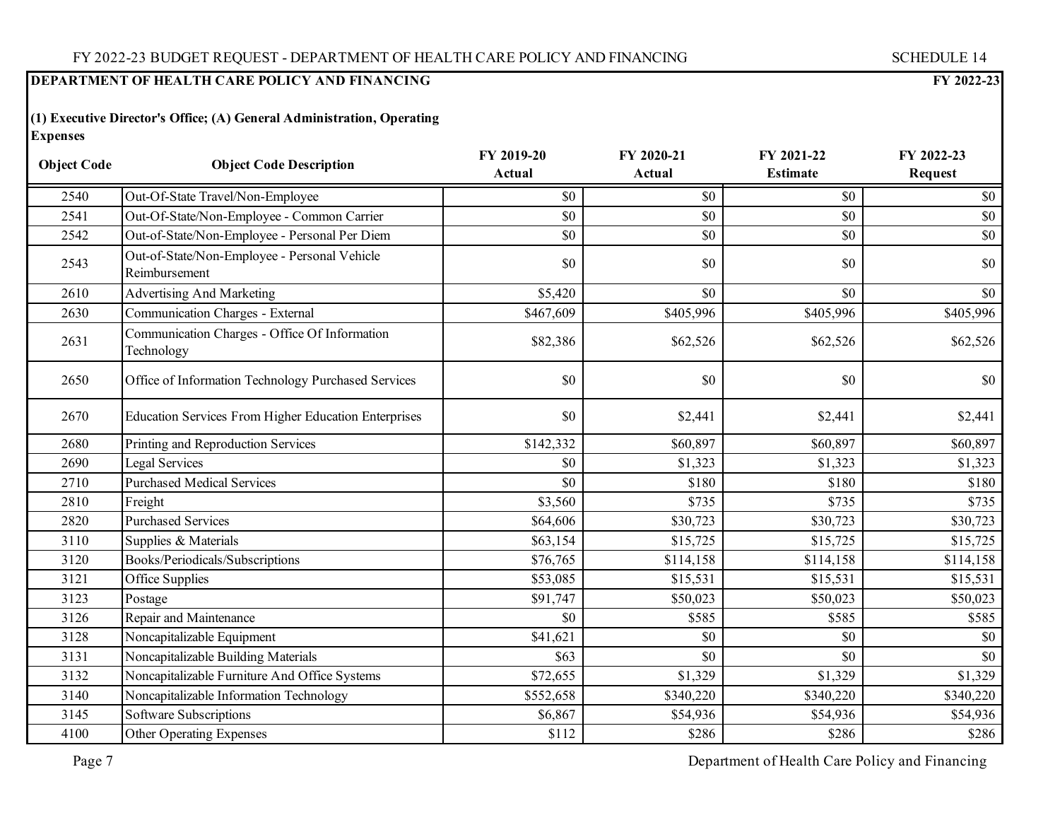**DEPARTMENT OF HEALTH CARE POLICY AND FINANCING** — **FY 2022-23**

**(1) Executive Director's Office; (A) General Administration, Operating Expenses**

| Object Code | Object Code Description | FY 2019-20 Actual | FY 2020-21 Actual | FY 2021-22 Estimate | FY 2022-23 Request |
|---|---|---|---|---|---|
| 2540 | Out-Of-State Travel/Non-Employee | $0 | $0 | $0 | $0 |
| 2541 | Out-Of-State/Non-Employee - Common Carrier | $0 | $0 | $0 | $0 |
| 2542 | Out-of-State/Non-Employee - Personal Per Diem | $0 | $0 | $0 | $0 |
| 2543 | Out-of-State/Non-Employee - Personal Vehicle Reimbursement | $0 | $0 | $0 | $0 |
| 2610 | Advertising And Marketing | $5,420 | $0 | $0 | $0 |
| 2630 | Communication Charges - External | $467,609 | $405,996 | $405,996 | $405,996 |
| 2631 | Communication Charges - Office Of Information Technology | $82,386 | $62,526 | $62,526 | $62,526 |
| 2650 | Office of Information Technology Purchased Services | $0 | $0 | $0 | $0 |
| 2670 | Education Services From Higher Education Enterprises | $0 | $2,441 | $2,441 | $2,441 |
| 2680 | Printing and Reproduction Services | $142,332 | $60,897 | $60,897 | $60,897 |
| 2690 | Legal Services | $0 | $1,323 | $1,323 | $1,323 |
| 2710 | Purchased Medical Services | $0 | $180 | $180 | $180 |
| 2810 | Freight | $3,560 | $735 | $735 | $735 |
| 2820 | Purchased Services | $64,606 | $30,723 | $30,723 | $30,723 |
| 3110 | Supplies & Materials | $63,154 | $15,725 | $15,725 | $15,725 |
| 3120 | Books/Periodicals/Subscriptions | $76,765 | $114,158 | $114,158 | $114,158 |
| 3121 | Office Supplies | $53,085 | $15,531 | $15,531 | $15,531 |
| 3123 | Postage | $91,747 | $50,023 | $50,023 | $50,023 |
| 3126 | Repair and Maintenance | $0 | $585 | $585 | $585 |
| 3128 | Noncapitalizable Equipment | $41,621 | $0 | $0 | $0 |
| 3131 | Noncapitalizable Building Materials | $63 | $0 | $0 | $0 |
| 3132 | Noncapitalizable Furniture And Office Systems | $72,655 | $1,329 | $1,329 | $1,329 |
| 3140 | Noncapitalizable Information Technology | $552,658 | $340,220 | $340,220 | $340,220 |
| 3145 | Software Subscriptions | $6,867 | $54,936 | $54,936 | $54,936 |
| 4100 | Other Operating Expenses | $112 | $286 | $286 | $286 |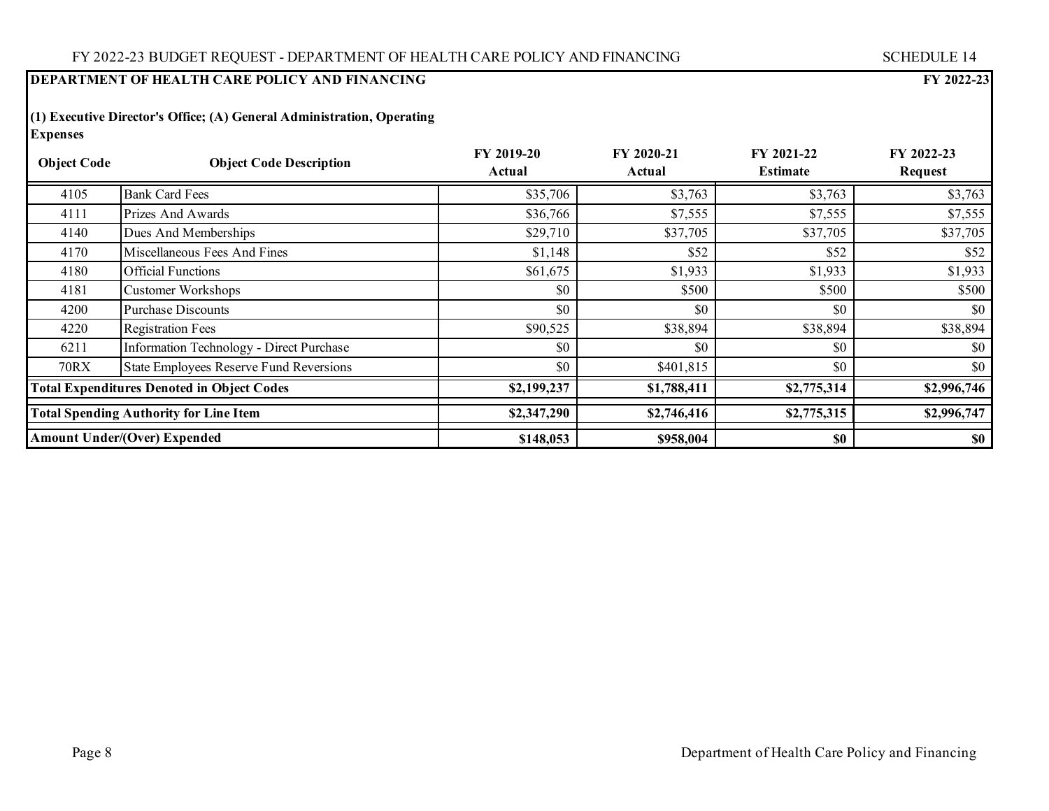**DEPARTMENT OF HEALTH CARE POLICY AND FINANCING** **FY 2022-23**

**(1) Executive Director's Office; (A) General Administration, Operating Expenses**

| Object Code | Object Code Description | FY 2019-20 Actual | FY 2020-21 Actual | FY 2021-22 Estimate | FY 2022-23 Request |
|---|---|---|---|---|---|
| 4105 | Bank Card Fees | $35,706 | $3,763 | $3,763 | $3,763 |
| 4111 | Prizes And Awards | $36,766 | $7,555 | $7,555 | $7,555 |
| 4140 | Dues And Memberships | $29,710 | $37,705 | $37,705 | $37,705 |
| 4170 | Miscellaneous Fees And Fines | $1,148 | $52 | $52 | $52 |
| 4180 | Official Functions | $61,675 | $1,933 | $1,933 | $1,933 |
| 4181 | Customer Workshops | $0 | $500 | $500 | $500 |
| 4200 | Purchase Discounts | $0 | $0 | $0 | $0 |
| 4220 | Registration Fees | $90,525 | $38,894 | $38,894 | $38,894 |
| 6211 | Information Technology - Direct Purchase | $0 | $0 | $0 | $0 |
| 70RX | State Employees Reserve Fund Reversions | $0 | $401,815 | $0 | $0 |
| **Total Expenditures Denoted in Object Codes** | | **$2,199,237** | **$1,788,411** | **$2,775,314** | **$2,996,746** |
| **Total Spending Authority for Line Item** | | **$2,347,290** | **$2,746,416** | **$2,775,315** | **$2,996,747** |
| **Amount Under/(Over) Expended** | | **$148,053** | **$958,004** | **$0** | **$0** |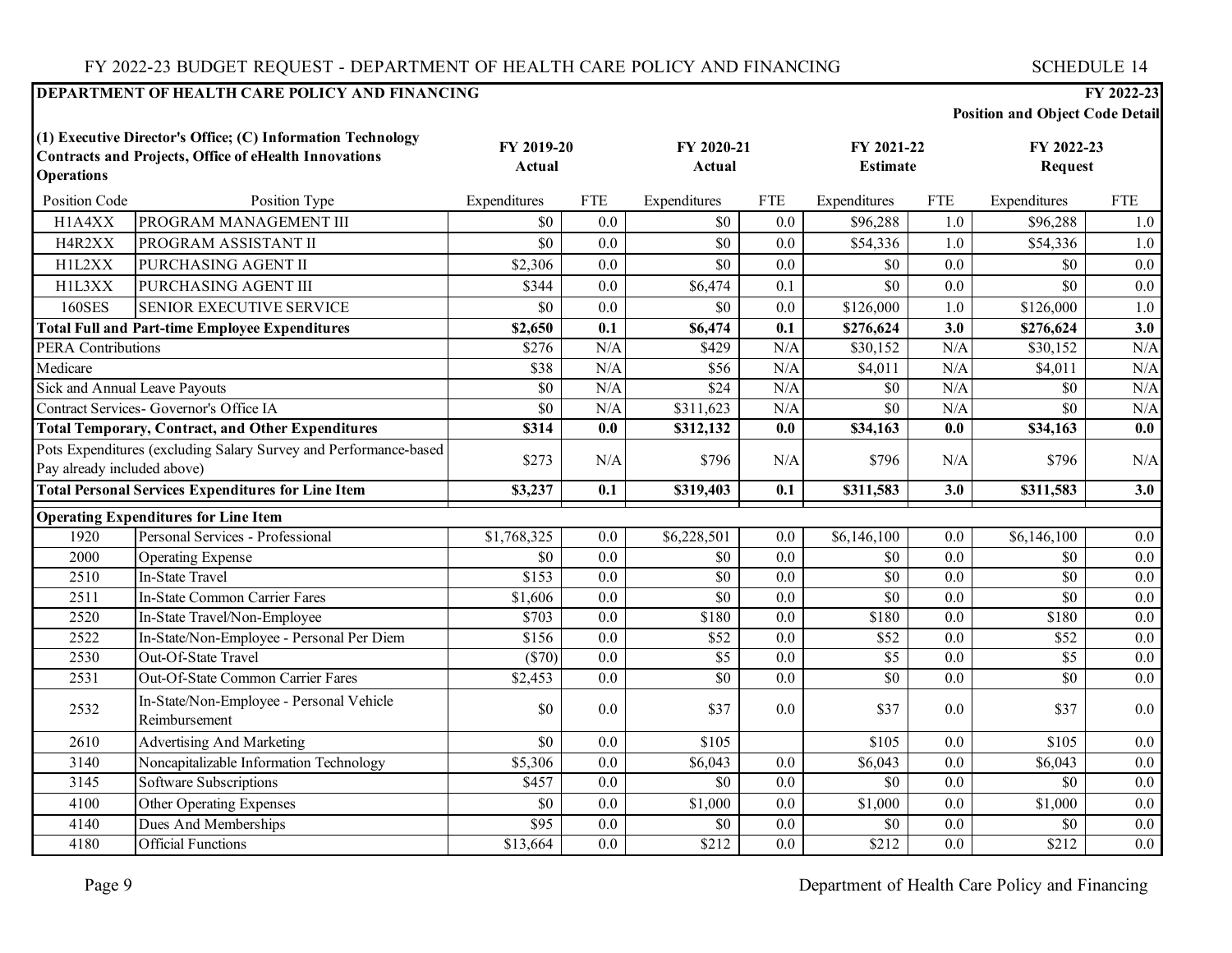**DEPARTMENT OF HEALTH CARE POLICY AND FINANCING** — **FY 2022-23**

**Position and Object Code Detail**

| (1) Executive Director's Office; (C) Information Technology Contracts and Projects, Office of eHealth Innovations Operations | | FY 2019-20 Actual | | FY 2020-21 Actual | | FY 2021-22 Estimate | | FY 2022-23 Request | |
|---|---|---|---|---|---|---|---|---|---|
| Position Code | Position Type | Expenditures | FTE | Expenditures | FTE | Expenditures | FTE | Expenditures | FTE |
| H1A4XX | PROGRAM MANAGEMENT III | $0 | 0.0 | $0 | 0.0 | $96,288 | 1.0 | $96,288 | 1.0 |
| H4R2XX | PROGRAM ASSISTANT II | $0 | 0.0 | $0 | 0.0 | $54,336 | 1.0 | $54,336 | 1.0 |
| H1L2XX | PURCHASING AGENT II | $2,306 | 0.0 | $0 | 0.0 | $0 | 0.0 | $0 | 0.0 |
| H1L3XX | PURCHASING AGENT III | $344 | 0.0 | $6,474 | 0.1 | $0 | 0.0 | $0 | 0.0 |
| 160SES | SENIOR EXECUTIVE SERVICE | $0 | 0.0 | $0 | 0.0 | $126,000 | 1.0 | $126,000 | 1.0 |
| **Total Full and Part-time Employee Expenditures** | | **$2,650** | **0.1** | **$6,474** | **0.1** | **$276,624** | **3.0** | **$276,624** | **3.0** |
| PERA Contributions | | $276 | N/A | $429 | N/A | $30,152 | N/A | $30,152 | N/A |
| Medicare | | $38 | N/A | $56 | N/A | $4,011 | N/A | $4,011 | N/A |
| Sick and Annual Leave Payouts | | $0 | N/A | $24 | N/A | $0 | N/A | $0 | N/A |
| Contract Services- Governor's Office IA | | $0 | N/A | $311,623 | N/A | $0 | N/A | $0 | N/A |
| **Total Temporary, Contract, and Other Expenditures** | | **$314** | **0.0** | **$312,132** | **0.0** | **$34,163** | **0.0** | **$34,163** | **0.0** |
| Pots Expenditures (excluding Salary Survey and Performance-based Pay already included above) | | $273 | N/A | $796 | N/A | $796 | N/A | $796 | N/A |
| **Total Personal Services Expenditures for Line Item** | | **$3,237** | **0.1** | **$319,403** | **0.1** | **$311,583** | **3.0** | **$311,583** | **3.0** |
| **Operating Expenditures for Line Item** | | | | | | | | | |
| 1920 | Personal Services - Professional | $1,768,325 | 0.0 | $6,228,501 | 0.0 | $6,146,100 | 0.0 | $6,146,100 | 0.0 |
| 2000 | Operating Expense | $0 | 0.0 | $0 | 0.0 | $0 | 0.0 | $0 | 0.0 |
| 2510 | In-State Travel | $153 | 0.0 | $0 | 0.0 | $0 | 0.0 | $0 | 0.0 |
| 2511 | In-State Common Carrier Fares | $1,606 | 0.0 | $0 | 0.0 | $0 | 0.0 | $0 | 0.0 |
| 2520 | In-State Travel/Non-Employee | $703 | 0.0 | $180 | 0.0 | $180 | 0.0 | $180 | 0.0 |
| 2522 | In-State/Non-Employee - Personal Per Diem | $156 | 0.0 | $52 | 0.0 | $52 | 0.0 | $52 | 0.0 |
| 2530 | Out-Of-State Travel | ($70) | 0.0 | $5 | 0.0 | $5 | 0.0 | $5 | 0.0 |
| 2531 | Out-Of-State Common Carrier Fares | $2,453 | 0.0 | $0 | 0.0 | $0 | 0.0 | $0 | 0.0 |
| 2532 | In-State/Non-Employee - Personal Vehicle Reimbursement | $0 | 0.0 | $37 | 0.0 | $37 | 0.0 | $37 | 0.0 |
| 2610 | Advertising And Marketing | $0 | 0.0 | $105 | | $105 | 0.0 | $105 | 0.0 |
| 3140 | Noncapitalizable Information Technology | $5,306 | 0.0 | $6,043 | 0.0 | $6,043 | 0.0 | $6,043 | 0.0 |
| 3145 | Software Subscriptions | $457 | 0.0 | $0 | 0.0 | $0 | 0.0 | $0 | 0.0 |
| 4100 | Other Operating Expenses | $0 | 0.0 | $1,000 | 0.0 | $1,000 | 0.0 | $1,000 | 0.0 |
| 4140 | Dues And Memberships | $95 | 0.0 | $0 | 0.0 | $0 | 0.0 | $0 | 0.0 |
| 4180 | Official Functions | $13,664 | 0.0 | $212 | 0.0 | $212 | 0.0 | $212 | 0.0 |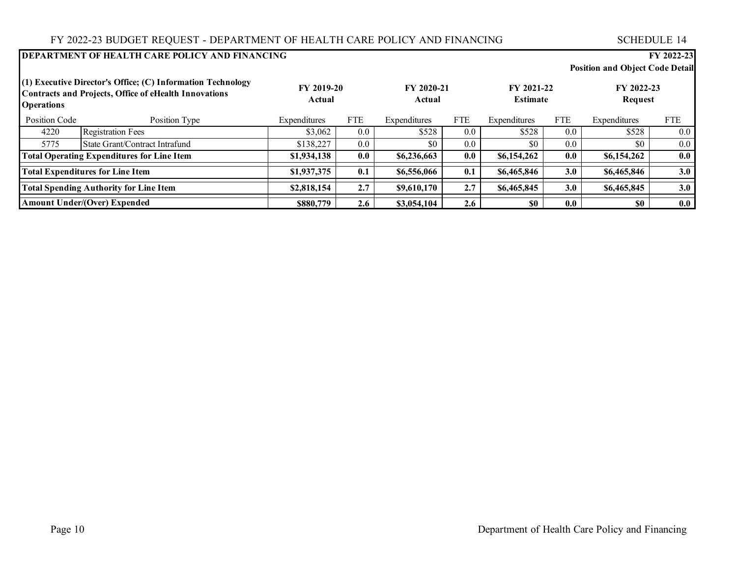FY 2022-23 BUDGET REQUEST - DEPARTMENT OF HEALTH CARE POLICY AND FINANCING SCHEDULE 14

| **DEPARTMENT OF HEALTH CARE POLICY AND FINANCING** | | | | | | | | | **FY 2022-23** |
|---|---|---|---|---|---|---|---|---|---|
| | | | | | | | | | **Position and Object Code Detail** |
| **(1) Executive Director's Office; (C) Information Technology Contracts and Projects, Office of eHealth Innovations Operations** | | **FY 2019-20 Actual** | | **FY 2020-21 Actual** | | **FY 2021-22 Estimate** | | **FY 2022-23 Request** | |
| Position Code | Position Type | Expenditures | FTE | Expenditures | FTE | Expenditures | FTE | Expenditures | FTE |
| 4220 | Registration Fees | $3,062 | 0.0 | $528 | 0.0 | $528 | 0.0 | $528 | 0.0 |
| 5775 | State Grant/Contract Intrafund | $138,227 | 0.0 | $0 | 0.0 | $0 | 0.0 | $0 | 0.0 |
| **Total Operating Expenditures for Line Item** | | **$1,934,138** | **0.0** | **$6,236,663** | **0.0** | **$6,154,262** | **0.0** | **$6,154,262** | **0.0** |
| **Total Expenditures for Line Item** | | **$1,937,375** | **0.1** | **$6,556,066** | **0.1** | **$6,465,846** | **3.0** | **$6,465,846** | **3.0** |
| **Total Spending Authority for Line Item** | | **$2,818,154** | **2.7** | **$9,610,170** | **2.7** | **$6,465,845** | **3.0** | **$6,465,845** | **3.0** |
| **Amount Under/(Over) Expended** | | **$880,779** | **2.6** | **$3,054,104** | **2.6** | **$0** | **0.0** | **$0** | **0.0** |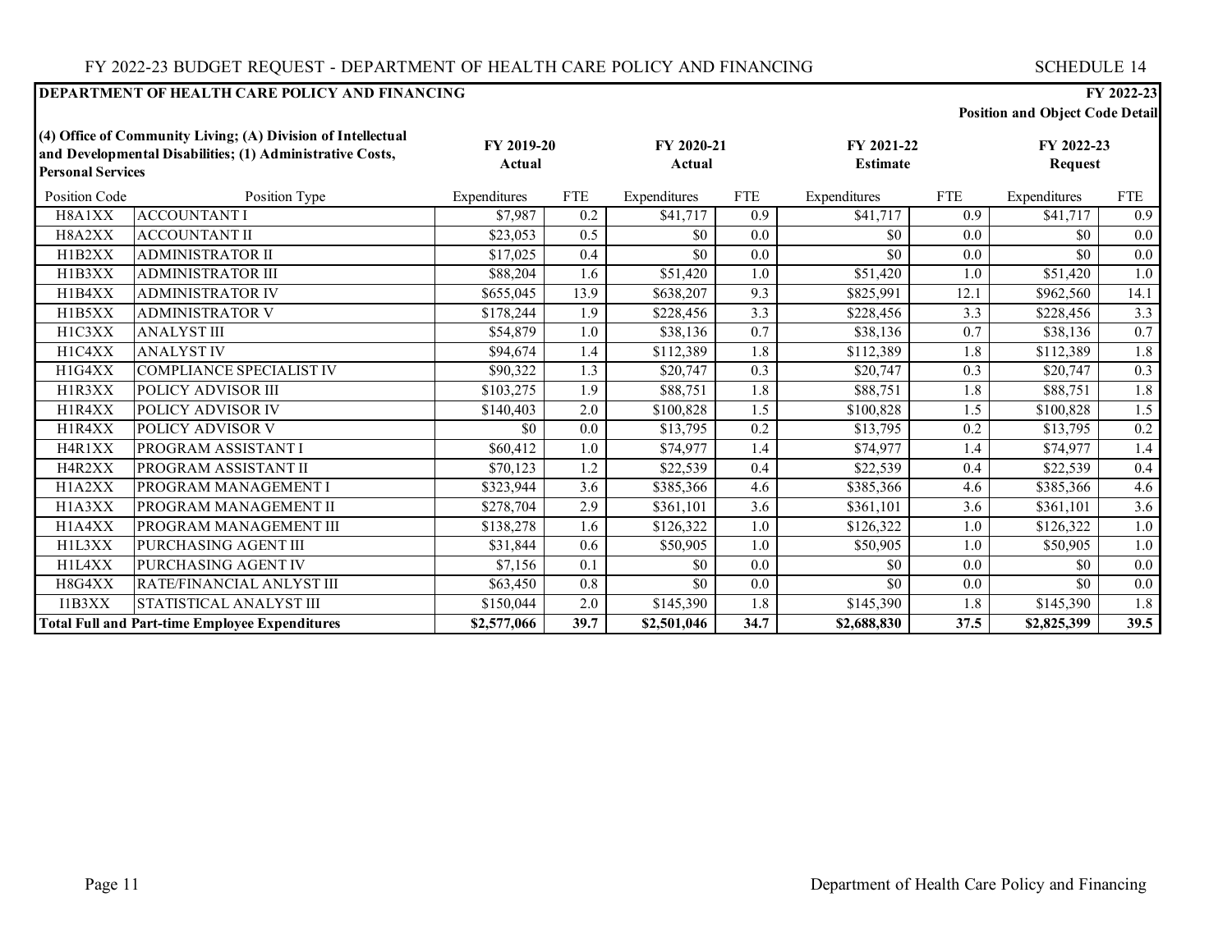FY 2022-23 BUDGET REQUEST - DEPARTMENT OF HEALTH CARE POLICY AND FINANCING — SCHEDULE 14

**DEPARTMENT OF HEALTH CARE POLICY AND FINANCING** — **FY 2022-23 Position and Object Code Detail**

**(4) Office of Community Living; (A) Division of Intellectual and Developmental Disabilities; (1) Administrative Costs, Personal Services**

| | | FY 2019-20 Actual | | FY 2020-21 Actual | | FY 2021-22 Estimate | | FY 2022-23 Request | |
|---|---|---|---|---|---|---|---|---|---|
| Position Code | Position Type | Expenditures | FTE | Expenditures | FTE | Expenditures | FTE | Expenditures | FTE |
| H8A1XX | ACCOUNTANT I | $7,987 | 0.2 | $41,717 | 0.9 | $41,717 | 0.9 | $41,717 | 0.9 |
| H8A2XX | ACCOUNTANT II | $23,053 | 0.5 | $0 | 0.0 | $0 | 0.0 | $0 | 0.0 |
| H1B2XX | ADMINISTRATOR II | $17,025 | 0.4 | $0 | 0.0 | $0 | 0.0 | $0 | 0.0 |
| H1B3XX | ADMINISTRATOR III | $88,204 | 1.6 | $51,420 | 1.0 | $51,420 | 1.0 | $51,420 | 1.0 |
| H1B4XX | ADMINISTRATOR IV | $655,045 | 13.9 | $638,207 | 9.3 | $825,991 | 12.1 | $962,560 | 14.1 |
| H1B5XX | ADMINISTRATOR V | $178,244 | 1.9 | $228,456 | 3.3 | $228,456 | 3.3 | $228,456 | 3.3 |
| H1C3XX | ANALYST III | $54,879 | 1.0 | $38,136 | 0.7 | $38,136 | 0.7 | $38,136 | 0.7 |
| H1C4XX | ANALYST IV | $94,674 | 1.4 | $112,389 | 1.8 | $112,389 | 1.8 | $112,389 | 1.8 |
| H1G4XX | COMPLIANCE SPECIALIST IV | $90,322 | 1.3 | $20,747 | 0.3 | $20,747 | 0.3 | $20,747 | 0.3 |
| H1R3XX | POLICY ADVISOR III | $103,275 | 1.9 | $88,751 | 1.8 | $88,751 | 1.8 | $88,751 | 1.8 |
| H1R4XX | POLICY ADVISOR IV | $140,403 | 2.0 | $100,828 | 1.5 | $100,828 | 1.5 | $100,828 | 1.5 |
| H1R4XX | POLICY ADVISOR V | $0 | 0.0 | $13,795 | 0.2 | $13,795 | 0.2 | $13,795 | 0.2 |
| H4R1XX | PROGRAM ASSISTANT I | $60,412 | 1.0 | $74,977 | 1.4 | $74,977 | 1.4 | $74,977 | 1.4 |
| H4R2XX | PROGRAM ASSISTANT II | $70,123 | 1.2 | $22,539 | 0.4 | $22,539 | 0.4 | $22,539 | 0.4 |
| H1A2XX | PROGRAM MANAGEMENT I | $323,944 | 3.6 | $385,366 | 4.6 | $385,366 | 4.6 | $385,366 | 4.6 |
| H1A3XX | PROGRAM MANAGEMENT II | $278,704 | 2.9 | $361,101 | 3.6 | $361,101 | 3.6 | $361,101 | 3.6 |
| H1A4XX | PROGRAM MANAGEMENT III | $138,278 | 1.6 | $126,322 | 1.0 | $126,322 | 1.0 | $126,322 | 1.0 |
| H1L3XX | PURCHASING AGENT III | $31,844 | 0.6 | $50,905 | 1.0 | $50,905 | 1.0 | $50,905 | 1.0 |
| H1L4XX | PURCHASING AGENT IV | $7,156 | 0.1 | $0 | 0.0 | $0 | 0.0 | $0 | 0.0 |
| H8G4XX | RATE/FINANCIAL ANLYST III | $63,450 | 0.8 | $0 | 0.0 | $0 | 0.0 | $0 | 0.0 |
| I1B3XX | STATISTICAL ANALYST III | $150,044 | 2.0 | $145,390 | 1.8 | $145,390 | 1.8 | $145,390 | 1.8 |
| **Total Full and Part-time Employee Expenditures** | | **$2,577,066** | **39.7** | **$2,501,046** | **34.7** | **$2,688,830** | **37.5** | **$2,825,399** | **39.5** |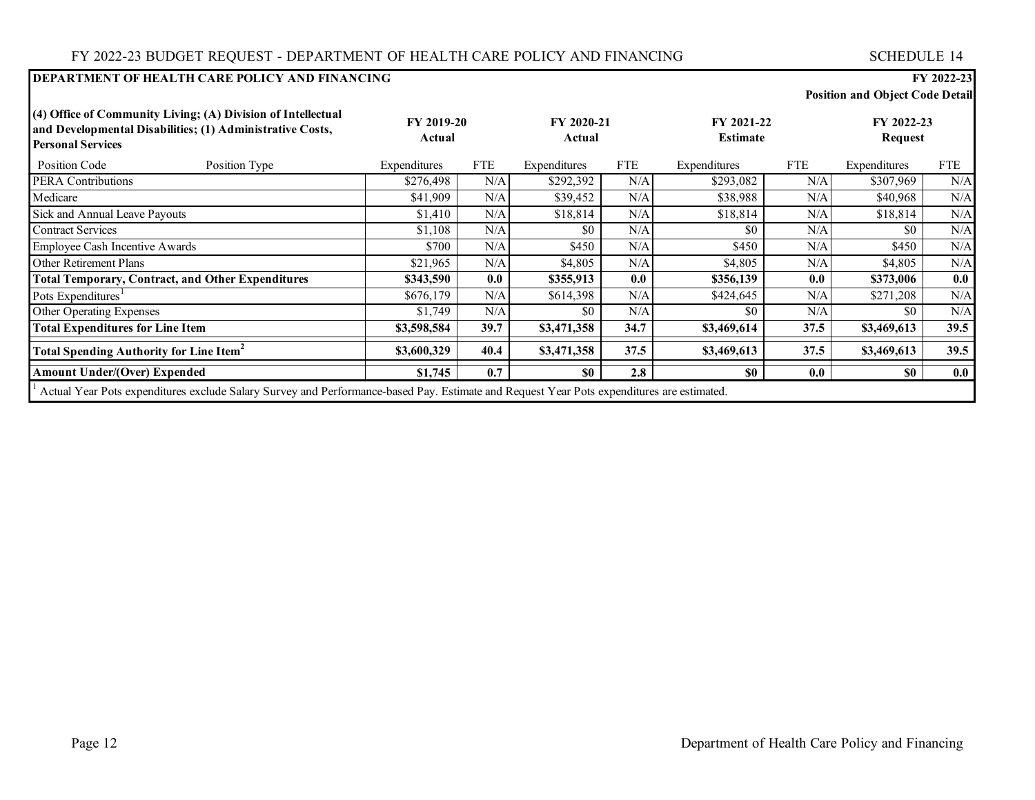**DEPARTMENT OF HEALTH CARE POLICY AND FINANCING** — **FY 2022-23** **Position and Object Code Detail**

| **(4) Office of Community Living; (A) Division of Intellectual and Developmental Disabilities; (1) Administrative Costs, Personal Services** | | **FY 2019-20 Actual** | | **FY 2020-21 Actual** | | **FY 2021-22 Estimate** | | **FY 2022-23 Request** | |
|---|---|---|---|---|---|---|---|---|---|
| Position Code | Position Type | Expenditures | FTE | Expenditures | FTE | Expenditures | FTE | Expenditures | FTE |
| PERA Contributions | | $276,498 | N/A | $292,392 | N/A | $293,082 | N/A | $307,969 | N/A |
| Medicare | | $41,909 | N/A | $39,452 | N/A | $38,988 | N/A | $40,968 | N/A |
| Sick and Annual Leave Payouts | | $1,410 | N/A | $18,814 | N/A | $18,814 | N/A | $18,814 | N/A |
| Contract Services | | $1,108 | N/A | $0 | N/A | $0 | N/A | $0 | N/A |
| Employee Cash Incentive Awards | | $700 | N/A | $450 | N/A | $450 | N/A | $450 | N/A |
| Other Retirement Plans | | $21,965 | N/A | $4,805 | N/A | $4,805 | N/A | $4,805 | N/A |
| **Total Temporary, Contract, and Other Expenditures** | | **$343,590** | **0.0** | **$355,913** | **0.0** | **$356,139** | **0.0** | **$373,006** | **0.0** |
| Pots Expenditures[1] | | $676,179 | N/A | $614,398 | N/A | $424,645 | N/A | $271,208 | N/A |
| Other Operating Expenses | | $1,749 | N/A | $0 | N/A | $0 | N/A | $0 | N/A |
| **Total Expenditures for Line Item** | | **$3,598,584** | **39.7** | **$3,471,358** | **34.7** | **$3,469,614** | **37.5** | **$3,469,613** | **39.5** |
| **Total Spending Authority for Line Item[2]** | | **$3,600,329** | **40.4** | **$3,471,358** | **37.5** | **$3,469,613** | **37.5** | **$3,469,613** | **39.5** |
| **Amount Under/(Over) Expended** | | **$1,745** | **0.7** | **$0** | **2.8** | **$0** | **0.0** | **$0** | **0.0** |

[1] Actual Year Pots expenditures exclude Salary Survey and Performance-based Pay. Estimate and Request Year Pots expenditures are estimated.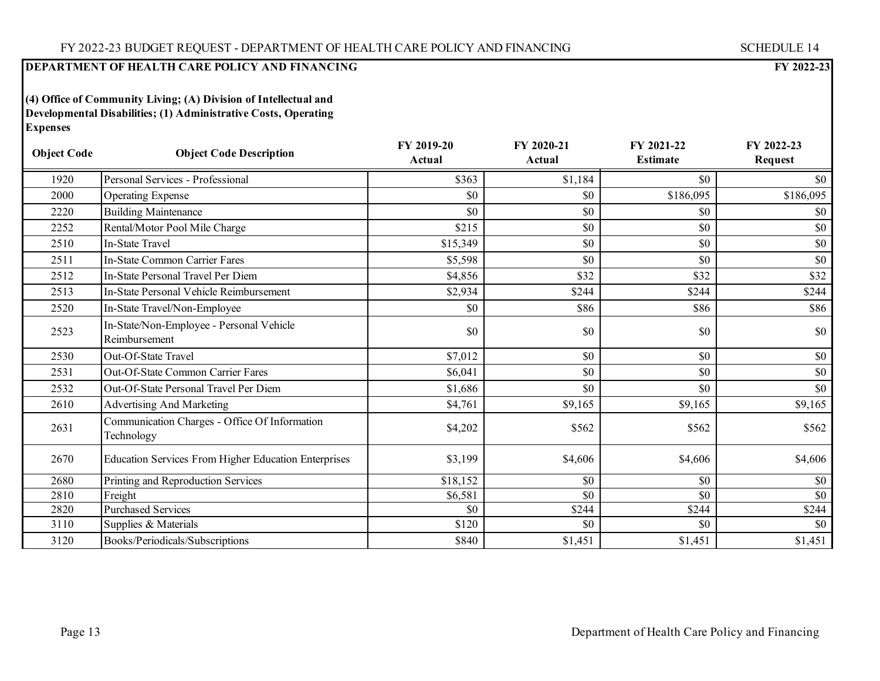**DEPARTMENT OF HEALTH CARE POLICY AND FINANCING** **FY 2022-23**

**(4) Office of Community Living; (A) Division of Intellectual and Developmental Disabilities; (1) Administrative Costs, Operating Expenses**

| Object Code | Object Code Description | FY 2019-20 Actual | FY 2020-21 Actual | FY 2021-22 Estimate | FY 2022-23 Request |
|---|---|---|---|---|---|
| 1920 | Personal Services - Professional | $363 | $1,184 | $0 | $0 |
| 2000 | Operating Expense | $0 | $0 | $186,095 | $186,095 |
| 2220 | Building Maintenance | $0 | $0 | $0 | $0 |
| 2252 | Rental/Motor Pool Mile Charge | $215 | $0 | $0 | $0 |
| 2510 | In-State Travel | $15,349 | $0 | $0 | $0 |
| 2511 | In-State Common Carrier Fares | $5,598 | $0 | $0 | $0 |
| 2512 | In-State Personal Travel Per Diem | $4,856 | $32 | $32 | $32 |
| 2513 | In-State Personal Vehicle Reimbursement | $2,934 | $244 | $244 | $244 |
| 2520 | In-State Travel/Non-Employee | $0 | $86 | $86 | $86 |
| 2523 | In-State/Non-Employee - Personal Vehicle Reimbursement | $0 | $0 | $0 | $0 |
| 2530 | Out-Of-State Travel | $7,012 | $0 | $0 | $0 |
| 2531 | Out-Of-State Common Carrier Fares | $6,041 | $0 | $0 | $0 |
| 2532 | Out-Of-State Personal Travel Per Diem | $1,686 | $0 | $0 | $0 |
| 2610 | Advertising And Marketing | $4,761 | $9,165 | $9,165 | $9,165 |
| 2631 | Communication Charges - Office Of Information Technology | $4,202 | $562 | $562 | $562 |
| 2670 | Education Services From Higher Education Enterprises | $3,199 | $4,606 | $4,606 | $4,606 |
| 2680 | Printing and Reproduction Services | $18,152 | $0 | $0 | $0 |
| 2810 | Freight | $6,581 | $0 | $0 | $0 |
| 2820 | Purchased Services | $0 | $244 | $244 | $244 |
| 3110 | Supplies & Materials | $120 | $0 | $0 | $0 |
| 3120 | Books/Periodicals/Subscriptions | $840 | $1,451 | $1,451 | $1,451 |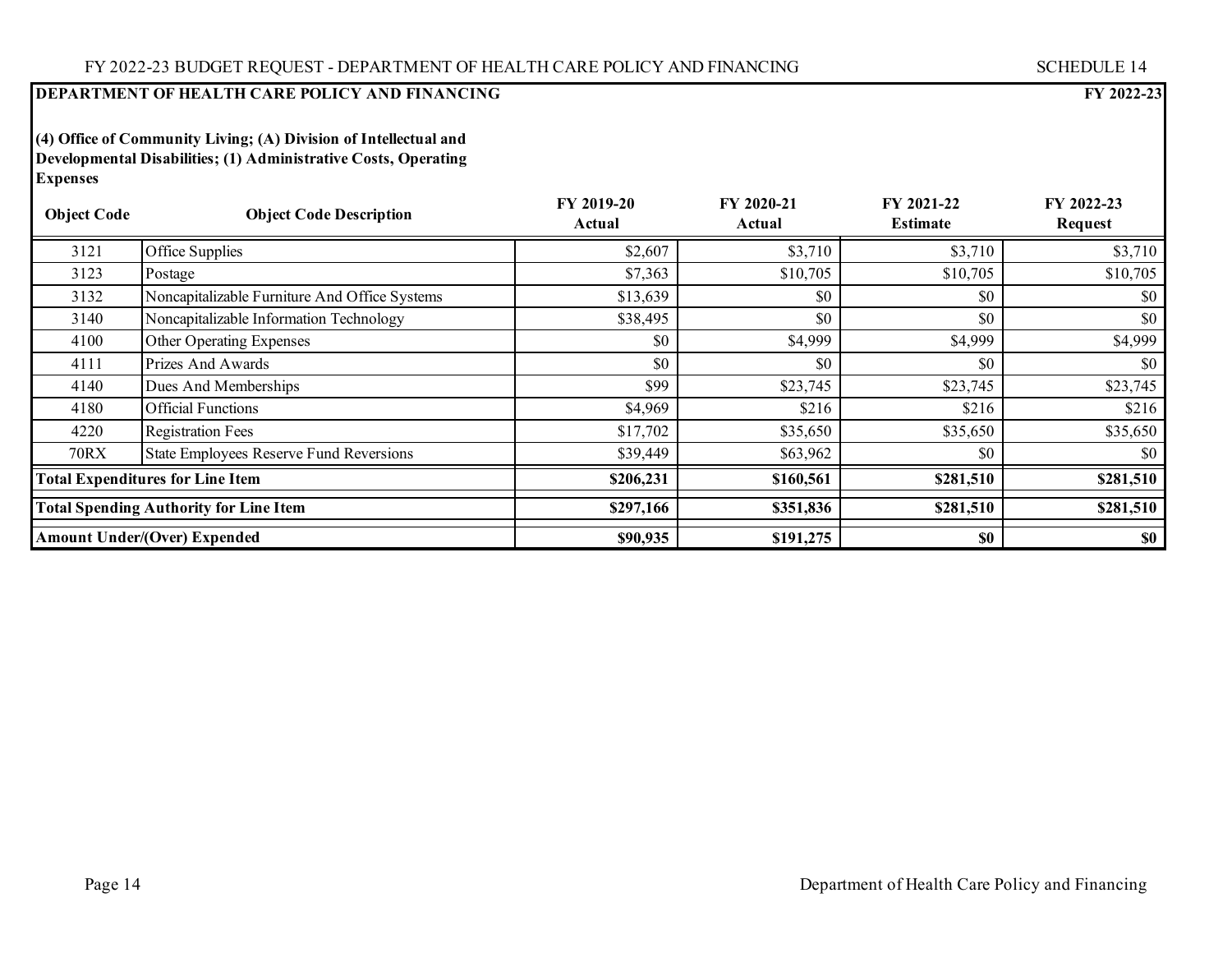**DEPARTMENT OF HEALTH CARE POLICY AND FINANCING** **FY 2022-23**

**(4) Office of Community Living; (A) Division of Intellectual and Developmental Disabilities; (1) Administrative Costs, Operating Expenses**

| Object Code | Object Code Description | FY 2019-20 Actual | FY 2020-21 Actual | FY 2021-22 Estimate | FY 2022-23 Request |
|---|---|---|---|---|---|
| 3121 | Office Supplies | $2,607 | $3,710 | $3,710 | $3,710 |
| 3123 | Postage | $7,363 | $10,705 | $10,705 | $10,705 |
| 3132 | Noncapitalizable Furniture And Office Systems | $13,639 | $0 | $0 | $0 |
| 3140 | Noncapitalizable Information Technology | $38,495 | $0 | $0 | $0 |
| 4100 | Other Operating Expenses | $0 | $4,999 | $4,999 | $4,999 |
| 4111 | Prizes And Awards | $0 | $0 | $0 | $0 |
| 4140 | Dues And Memberships | $99 | $23,745 | $23,745 | $23,745 |
| 4180 | Official Functions | $4,969 | $216 | $216 | $216 |
| 4220 | Registration Fees | $17,702 | $35,650 | $35,650 | $35,650 |
| 70RX | State Employees Reserve Fund Reversions | $39,449 | $63,962 | $0 | $0 |
| **Total Expenditures for Line Item** | | **$206,231** | **$160,561** | **$281,510** | **$281,510** |
| **Total Spending Authority for Line Item** | | **$297,166** | **$351,836** | **$281,510** | **$281,510** |
| **Amount Under/(Over) Expended** | | **$90,935** | **$191,275** | **$0** | **$0** |